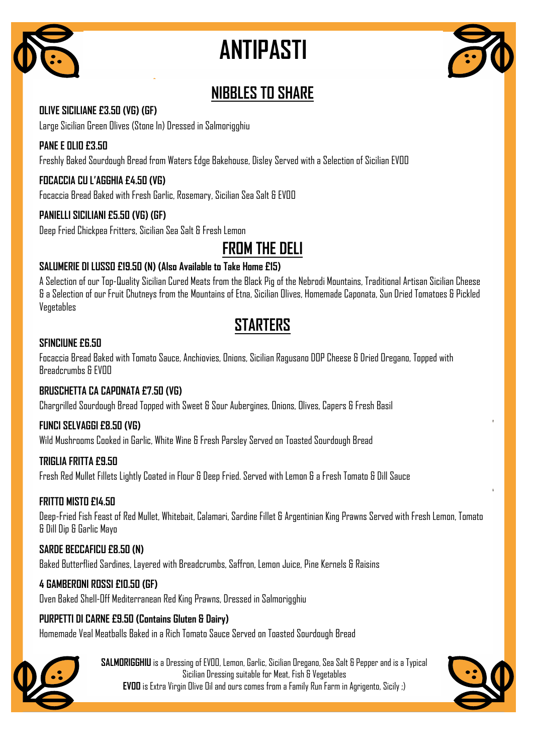# ANTIPASTI

## NIBBLES TO SHARE

**OLIVE SICILIANE £3.50 (VG) (GF)**
Large Sicilian Green Olives (Stone In) Dressed in Salmorigghiu

**PANE E OLIO £3.50**
Freshly Baked Sourdough Bread from Waters Edge Bakehouse, Disley Served with a Selection of Sicilian EVOO

**FOCACCIA CU L'AGGHIA £4.50 (VG)**
Focaccia Bread Baked with Fresh Garlic, Rosemary, Sicilian Sea Salt & EVOO

**PANIELLI SICILIANI £5.50 (VG) (GF)**
Deep Fried Chickpea Fritters, Sicilian Sea Salt & Fresh Lemon

## FROM THE DELI

**SALUMERIE DI LUSSO £19.50 (N) (Also Available to Take Home £15)**
A Selection of our Top-Quality Sicilian Cured Meats from the Black Pig of the Nebrodi Mountains, Traditional Artisan Sicilian Cheese & a Selection of our Fruit Chutneys from the Mountains of Etna, Sicilian Olives, Homemade Caponata, Sun Dried Tomatoes & Pickled Vegetables

## STARTERS

**SFINCIUNE £6.50**
Focaccia Bread Baked with Tomato Sauce, Anchiovies, Onions, Sicilian Ragusano DOP Cheese & Dried Oregano, Topped with Breadcrumbs & EVOO

**BRUSCHETTA CA CAPONATA £7.50 (VG)**
Chargrilled Sourdough Bread Topped with Sweet & Sour Aubergines, Onions, Olives, Capers & Fresh Basil

**FUNCI SELVAGGI £8.50 (VG)**
Wild Mushrooms Cooked in Garlic, White Wine & Fresh Parsley Served on Toasted Sourdough Bread

**TRIGLIA FRITTA £9.50**
Fresh Red Mullet Fillets Lightly Coated in Flour & Deep Fried. Served with Lemon & a Fresh Tomato & Dill Sauce

**FRITTO MISTO £14.50**
Deep-Fried Fish Feast of Red Mullet, Whitebait, Calamari, Sardine Fillet & Argentinian King Prawns Served with Fresh Lemon, Tomato & Dill Dip & Garlic Mayo

**SARDE BECCAFICU £8.50 (N)**
Baked Butterflied Sardines, Layered with Breadcrumbs, Saffron, Lemon Juice, Pine Kernels & Raisins

**4 GAMBERONI ROSSI £10.50 (GF)**
Oven Baked Shell-Off Mediterranean Red King Prawns, Dressed in Salmorigghiu

**PURPETTI DI CARNE £9.50 (Contains Gluten & Dairy)**
Homemade Veal Meatballs Baked in a Rich Tomato Sauce Served on Toasted Sourdough Bread

**SALMORIGGHIU** is a Dressing of EVOO, Lemon, Garlic, Sicilian Oregano, Sea Salt & Pepper and is a Typical Sicilian Dressing suitable for Meat, Fish & Vegetables
**EVOO** is Extra Virgin Olive Oil and ours comes from a Family Run Farm in Agrigento, Sicily ;)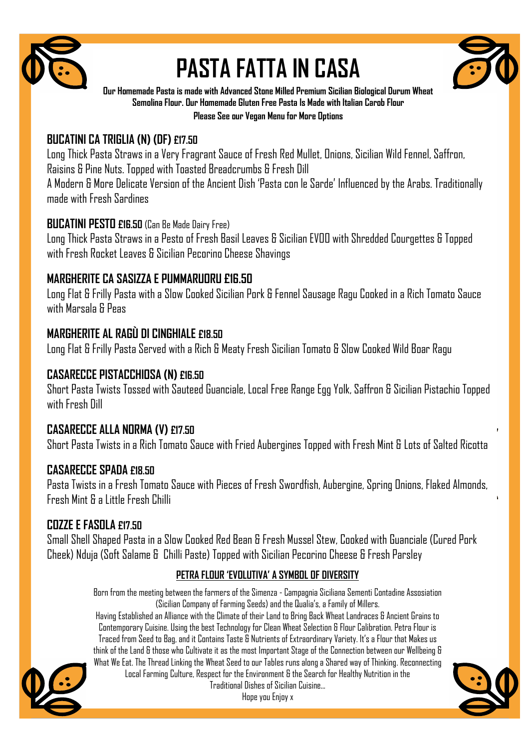# PASTA FATTA IN CASA

**Our Homemade Pasta is made with Advanced Stone Milled Premium Sicilian Biological Durum Wheat Semolina Flour. Our Homemade Gluten Free Pasta Is Made with Italian Carob Flour**

**Please See our Vegan Menu for More Options**

### BUCATINI CA TRIGLIA (N) (DF) £17.50

Long Thick Pasta Straws in a Very Fragrant Sauce of Fresh Red Mullet, Onions, Sicilian Wild Fennel, Saffron, Raisins & Pine Nuts. Topped with Toasted Breadcrumbs & Fresh Dill

A Modern & More Delicate Version of the Ancient Dish 'Pasta con le Sarde' Influenced by the Arabs. Traditionally made with Fresh Sardines

### BUCATINI PESTO £16.50 (Can Be Made Dairy Free)

Long Thick Pasta Straws in a Pesto of Fresh Basil Leaves & Sicilian EVOO with Shredded Courgettes & Topped with Fresh Rocket Leaves & Sicilian Pecorino Cheese Shavings

### MARGHERITE CA SASIZZA E PUMMARUORU £16.50

Long Flat & Frilly Pasta with a Slow Cooked Sicilian Pork & Fennel Sausage Ragu Cooked in a Rich Tomato Sauce with Marsala & Peas

### MARGHERITE AL RAGÙ DI CINGHIALE £18.50

Long Flat & Frilly Pasta Served with a Rich & Meaty Fresh Sicilian Tomato & Slow Cooked Wild Boar Ragu

### CASARECCE PISTACCHIOSA (N) £16.50

Short Pasta Twists Tossed with Sauteed Guanciale, Local Free Range Egg Yolk, Saffron & Sicilian Pistachio Topped with Fresh Dill

### CASARECCE ALLA NORMA (V) £17.50

Short Pasta Twists in a Rich Tomato Sauce with Fried Aubergines Topped with Fresh Mint & Lots of Salted Ricotta

### CASARECCE SPADA £18.50

Pasta Twists in a Fresh Tomato Sauce with Pieces of Fresh Swordfish, Aubergine, Spring Onions, Flaked Almonds, Fresh Mint & a Little Fresh Chilli

### COZZE E FASOLA £17.50

Small Shell Shaped Pasta in a Slow Cooked Red Bean & Fresh Mussel Stew, Cooked with Guanciale (Cured Pork Cheek) Nduja (Soft Salame & Chilli Paste) Topped with Sicilian Pecorino Cheese & Fresh Parsley

**PETRA FLOUR 'EVOLUTIVA' A SYMBOL OF DIVERSITY**

Born from the meeting between the farmers of the Simenza - Campagnia Siciliana Sementi Contadine Assosiation (Sicilian Company of Farming Seeds) and the Qualia's, a Family of Millers.
Having Established an Alliance with the Climate of their Land to Bring Back Wheat Landraces & Ancient Grains to Contemporary Cuisine. Using the best Technology for Clean Wheat Selection & Flour Calibration. Petra Flour is Traced from Seed to Bag, and it Contains Taste & Nutrients of Extraordinary Variety. It's a Flour that Makes us think of the Land & those who Cultivate it as the most Important Stage of the Connection between our Wellbeing & What We Eat. The Thread Linking the Wheat Seed to our Tables runs along a Shared way of Thinking. Reconnecting Local Farming Culture, Respect for the Environment & the Search for Healthy Nutrition in the Traditional Dishes of Sicilian Cuisine...
Hope you Enjoy x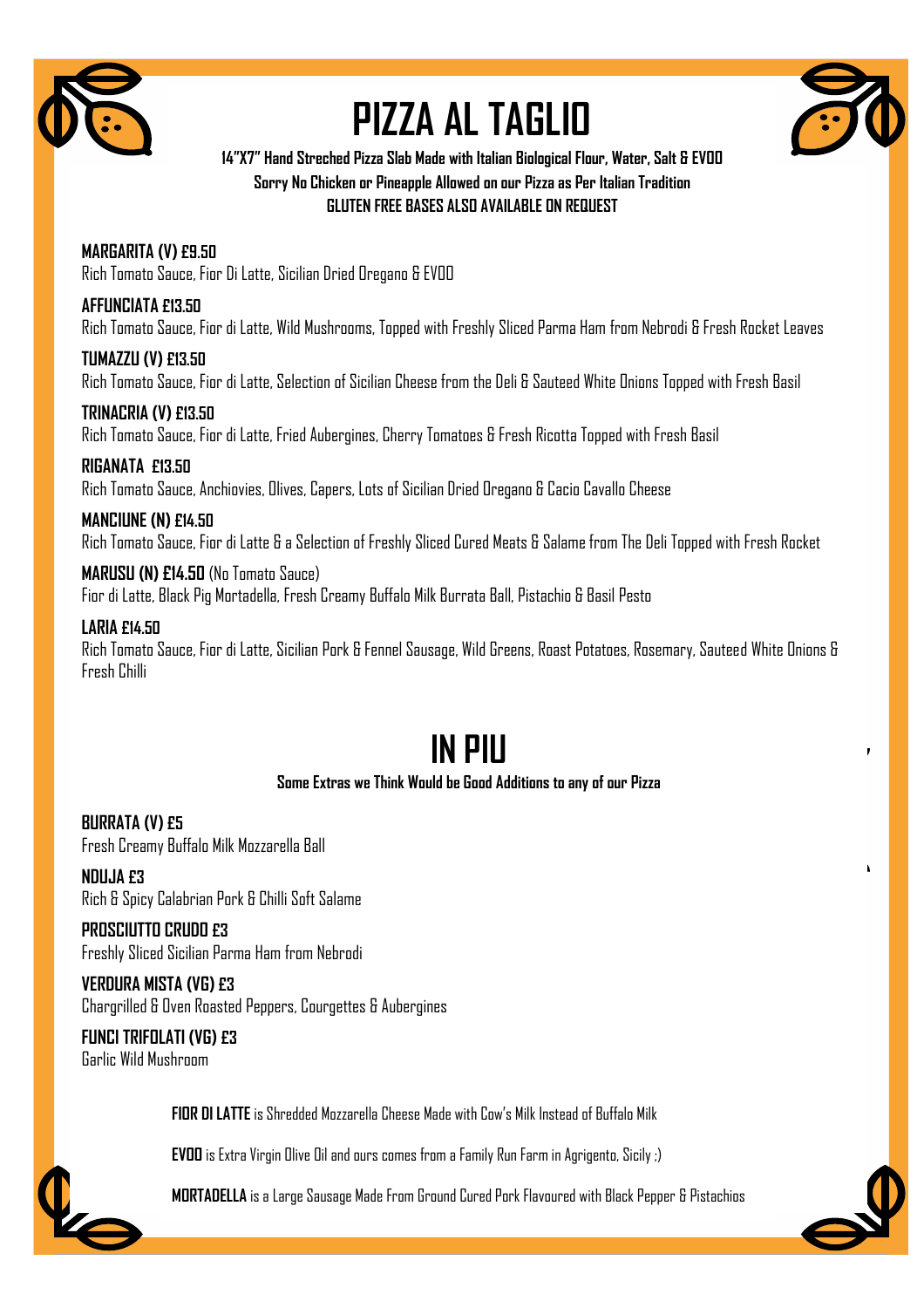# PIZZA AL TAGLIO

**14"X7" Hand Streched Pizza Slab Made with Italian Biological Flour, Water, Salt & EVOO**

**Sorry No Chicken or Pineapple Allowed on our Pizza as Per Italian Tradition**

**GLUTEN FREE BASES ALSO AVAILABLE ON REQUEST**

**MARGARITA (V) £9.50**
Rich Tomato Sauce, Fior Di Latte, Sicilian Dried Oregano & EVOO

**AFFUNCIATA £13.50**
Rich Tomato Sauce, Fior di Latte, Wild Mushrooms, Topped with Freshly Sliced Parma Ham from Nebrodi & Fresh Rocket Leaves

**TUMAZZU (V) £13.50**
Rich Tomato Sauce, Fior di Latte, Selection of Sicilian Cheese from the Deli & Sauteed White Onions Topped with Fresh Basil

**TRINACRIA (V) £13.50**
Rich Tomato Sauce, Fior di Latte, Fried Aubergines, Cherry Tomatoes & Fresh Ricotta Topped with Fresh Basil

**RIGANATA £13.50**
Rich Tomato Sauce, Anchiovies, Olives, Capers, Lots of Sicilian Dried Oregano & Cacio Cavallo Cheese

**MANCIUNE (N) £14.50**
Rich Tomato Sauce, Fior di Latte & a Selection of Freshly Sliced Cured Meats & Salame from The Deli Topped with Fresh Rocket

**MARUSU (N) £14.50** (No Tomato Sauce)
Fior di Latte, Black Pig Mortadella, Fresh Creamy Buffalo Milk Burrata Ball, Pistachio & Basil Pesto

**LARIA £14.50**
Rich Tomato Sauce, Fior di Latte, Sicilian Pork & Fennel Sausage, Wild Greens, Roast Potatoes, Rosemary, Sauteed White Onions & Fresh Chilli

# IN PIU

**Some Extras we Think Would be Good Additions to any of our Pizza**

**BURRATA (V) £5**
Fresh Creamy Buffalo Milk Mozzarella Ball

**NDUJA £3**
Rich & Spicy Calabrian Pork & Chilli Soft Salame

**PROSCIUTTO CRUDO £3**
Freshly Sliced Sicilian Parma Ham from Nebrodi

**VERDURA MISTA (VG) £3**
Chargrilled & Oven Roasted Peppers, Courgettes & Aubergines

**FUNCI TRIFOLATI (VG) £3**
Garlic Wild Mushroom

**FIOR DI LATTE** is Shredded Mozzarella Cheese Made with Cow's Milk Instead of Buffalo Milk

**EVOO** is Extra Virgin Olive Oil and ours comes from a Family Run Farm in Agrigento, Sicily ;)

**MORTADELLA** is a Large Sausage Made From Ground Cured Pork Flavoured with Black Pepper & Pistachios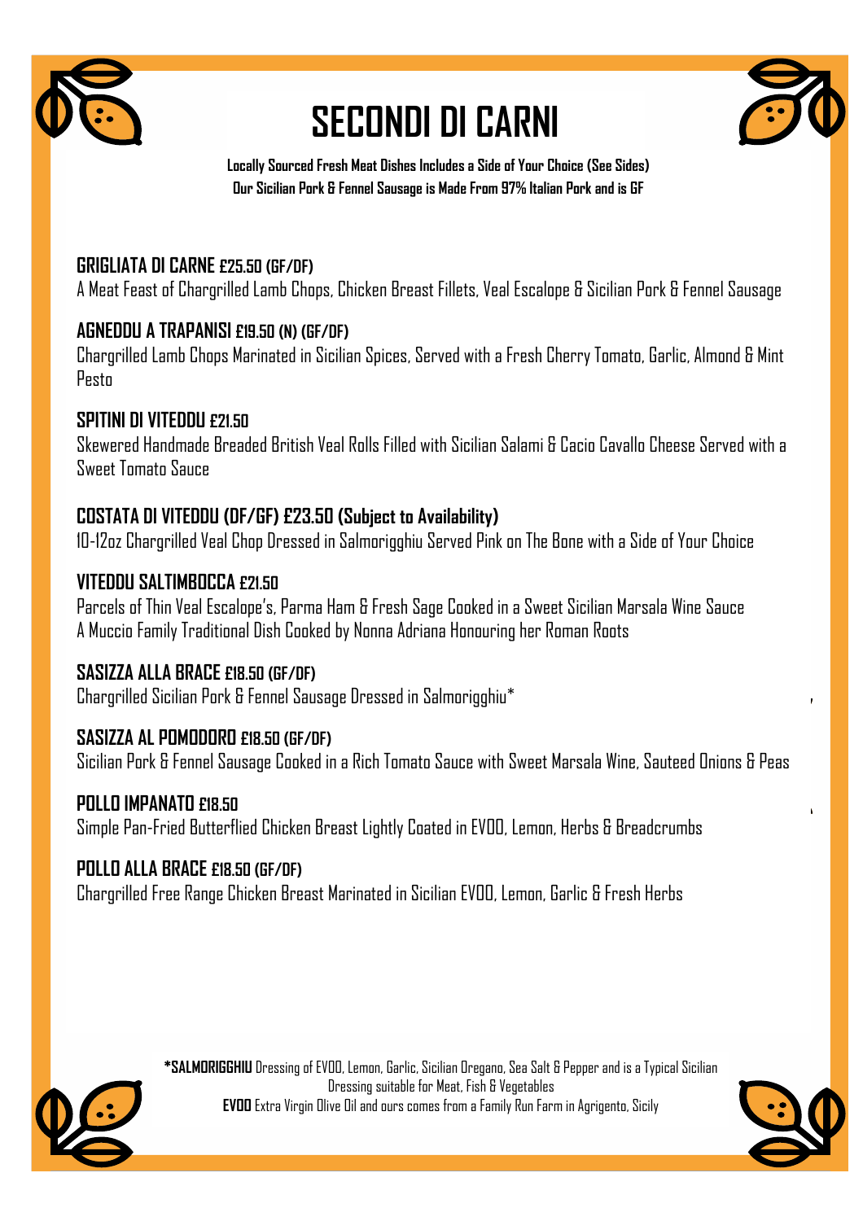# SECONDI DI CARNI

**Locally Sourced Fresh Meat Dishes Includes a Side of Your Choice (See Sides)**
**Our Sicilian Pork & Fennel Sausage is Made From 97% Italian Pork and is GF**

**GRIGLIATA DI CARNE £25.50 (GF/DF)**
A Meat Feast of Chargrilled Lamb Chops, Chicken Breast Fillets, Veal Escalope & Sicilian Pork & Fennel Sausage

**AGNEDDU A TRAPANISI £19.50 (N) (GF/DF)**
Chargrilled Lamb Chops Marinated in Sicilian Spices, Served with a Fresh Cherry Tomato, Garlic, Almond & Mint Pesto

**SPITINI DI VITEDDU £21.50**
Skewered Handmade Breaded British Veal Rolls Filled with Sicilian Salami & Cacio Cavallo Cheese Served with a Sweet Tomato Sauce

**COSTATA DI VITEDDU (DF/GF) £23.50 (Subject to Availability)**
10-12oz Chargrilled Veal Chop Dressed in Salmorigghiu Served Pink on The Bone with a Side of Your Choice

**VITEDDU SALTIMBOCCA £21.50**
Parcels of Thin Veal Escalope's, Parma Ham & Fresh Sage Cooked in a Sweet Sicilian Marsala Wine Sauce
A Muccio Family Traditional Dish Cooked by Nonna Adriana Honouring her Roman Roots

**SASIZZA ALLA BRACE £18.50 (GF/DF)**
Chargrilled Sicilian Pork & Fennel Sausage Dressed in Salmorigghiu*

**SASIZZA AL POMODORO £18.50 (GF/DF)**
Sicilian Pork & Fennel Sausage Cooked in a Rich Tomato Sauce with Sweet Marsala Wine, Sauteed Onions & Peas

**POLLO IMPANATO £18.50**
Simple Pan-Fried Butterflied Chicken Breast Lightly Coated in EVOO, Lemon, Herbs & Breadcrumbs

**POLLO ALLA BRACE £18.50 (GF/DF)**
Chargrilled Free Range Chicken Breast Marinated in Sicilian EVOO, Lemon, Garlic & Fresh Herbs

**\*SALMORIGGHIU** Dressing of EVOO, Lemon, Garlic, Sicilian Oregano, Sea Salt & Pepper and is a Typical Sicilian Dressing suitable for Meat, Fish & Vegetables
**EVOO** Extra Virgin Olive Oil and ours comes from a Family Run Farm in Agrigento, Sicily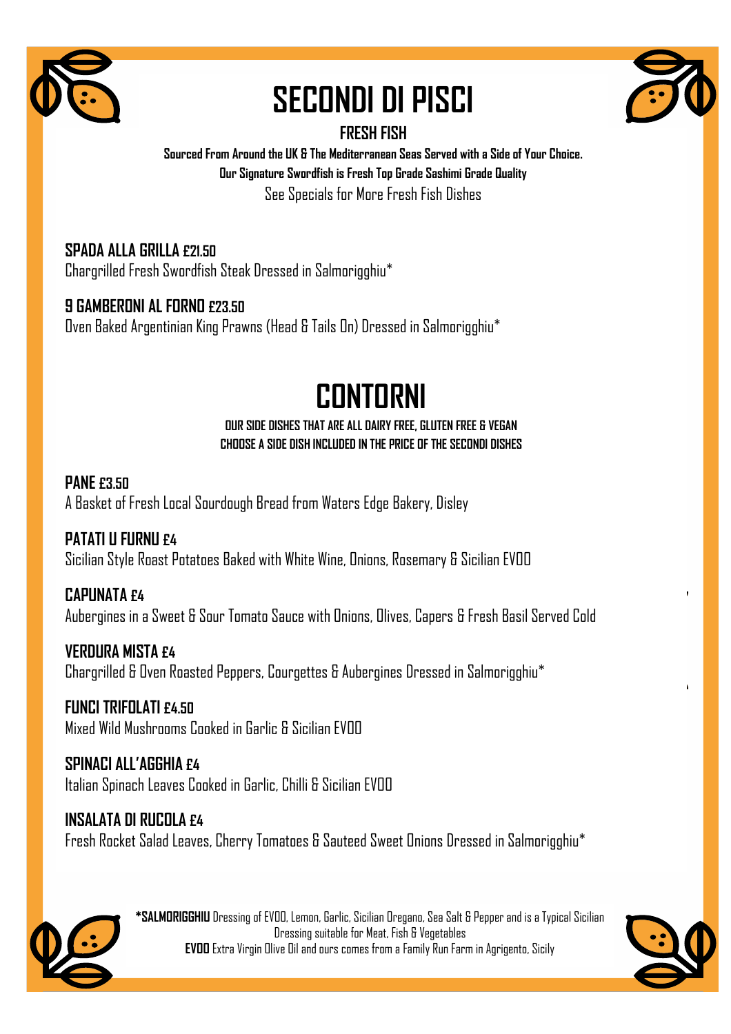# SECONDI DI PISCI

## FRESH FISH

**Sourced From Around the UK & The Mediterranean Seas Served with a Side of Your Choice.**
**Our Signature Swordfish is Fresh Top Grade Sashimi Grade Quality**
See Specials for More Fresh Fish Dishes

**SPADA ALLA GRILLA £21.50**
Chargrilled Fresh Swordfish Steak Dressed in Salmorigghiu*

**9 GAMBERONI AL FORNO £23.50**
Oven Baked Argentinian King Prawns (Head & Tails On) Dressed in Salmorigghiu*

# CONTORNI

**OUR SIDE DISHES THAT ARE ALL DAIRY FREE, GLUTEN FREE & VEGAN**
**CHOOSE A SIDE DISH INCLUDED IN THE PRICE OF THE SECONDI DISHES**

**PANE £3.50**
A Basket of Fresh Local Sourdough Bread from Waters Edge Bakery, Disley

**PATATI U FURNU £4**
Sicilian Style Roast Potatoes Baked with White Wine, Onions, Rosemary & Sicilian EVOO

**CAPUNATA £4**
Aubergines in a Sweet & Sour Tomato Sauce with Onions, Olives, Capers & Fresh Basil Served Cold

**VERDURA MISTA £4**
Chargrilled & Oven Roasted Peppers, Courgettes & Aubergines Dressed in Salmorigghiu*

**FUNCI TRIFOLATI £4.50**
Mixed Wild Mushrooms Cooked in Garlic & Sicilian EVOO

**SPINACI ALL'AGGHIA £4**
Italian Spinach Leaves Cooked in Garlic, Chilli & Sicilian EVOO

**INSALATA DI RUCOLA £4**
Fresh Rocket Salad Leaves, Cherry Tomatoes & Sauteed Sweet Onions Dressed in Salmorigghiu*

**\*SALMORIGGHIU** Dressing of EVOO, Lemon, Garlic, Sicilian Oregano, Sea Salt & Pepper and is a Typical Sicilian Dressing suitable for Meat, Fish & Vegetables
**EVOO** Extra Virgin Olive Oil and ours comes from a Family Run Farm in Agrigento, Sicily